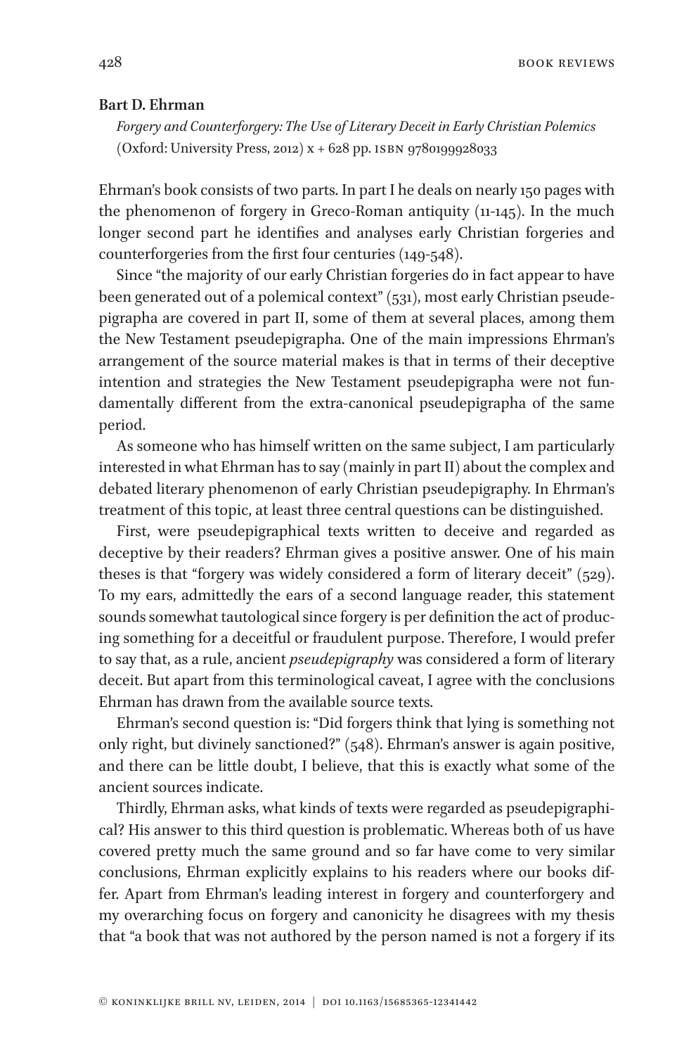**Bart D. Ehrman**

*Forgery and Counterforgery: The Use of Literary Deceit in Early Christian Polemics* (Oxford: University Press, 2012) x + 628 pp. ISBN 9780199928033

Ehrman's book consists of two parts. In part I he deals on nearly 150 pages with the phenomenon of forgery in Greco-Roman antiquity (11-145). In the much longer second part he identifies and analyses early Christian forgeries and counterforgeries from the first four centuries (149-548).

Since "the majority of our early Christian forgeries do in fact appear to have been generated out of a polemical context" (531), most early Christian pseudepigrapha are covered in part II, some of them at several places, among them the New Testament pseudepigrapha. One of the main impressions Ehrman's arrangement of the source material makes is that in terms of their deceptive intention and strategies the New Testament pseudepigrapha were not fundamentally different from the extra-canonical pseudepigrapha of the same period.

As someone who has himself written on the same subject, I am particularly interested in what Ehrman has to say (mainly in part II) about the complex and debated literary phenomenon of early Christian pseudepigraphy. In Ehrman's treatment of this topic, at least three central questions can be distinguished.

First, were pseudepigraphical texts written to deceive and regarded as deceptive by their readers? Ehrman gives a positive answer. One of his main theses is that "forgery was widely considered a form of literary deceit" (529). To my ears, admittedly the ears of a second language reader, this statement sounds somewhat tautological since forgery is per definition the act of producing something for a deceitful or fraudulent purpose. Therefore, I would prefer to say that, as a rule, ancient *pseudepigraphy* was considered a form of literary deceit. But apart from this terminological caveat, I agree with the conclusions Ehrman has drawn from the available source texts.

Ehrman's second question is: "Did forgers think that lying is something not only right, but divinely sanctioned?" (548). Ehrman's answer is again positive, and there can be little doubt, I believe, that this is exactly what some of the ancient sources indicate.

Thirdly, Ehrman asks, what kinds of texts were regarded as pseudepigraphical? His answer to this third question is problematic. Whereas both of us have covered pretty much the same ground and so far have come to very similar conclusions, Ehrman explicitly explains to his readers where our books differ. Apart from Ehrman's leading interest in forgery and counterforgery and my overarching focus on forgery and canonicity he disagrees with my thesis that "a book that was not authored by the person named is not a forgery if its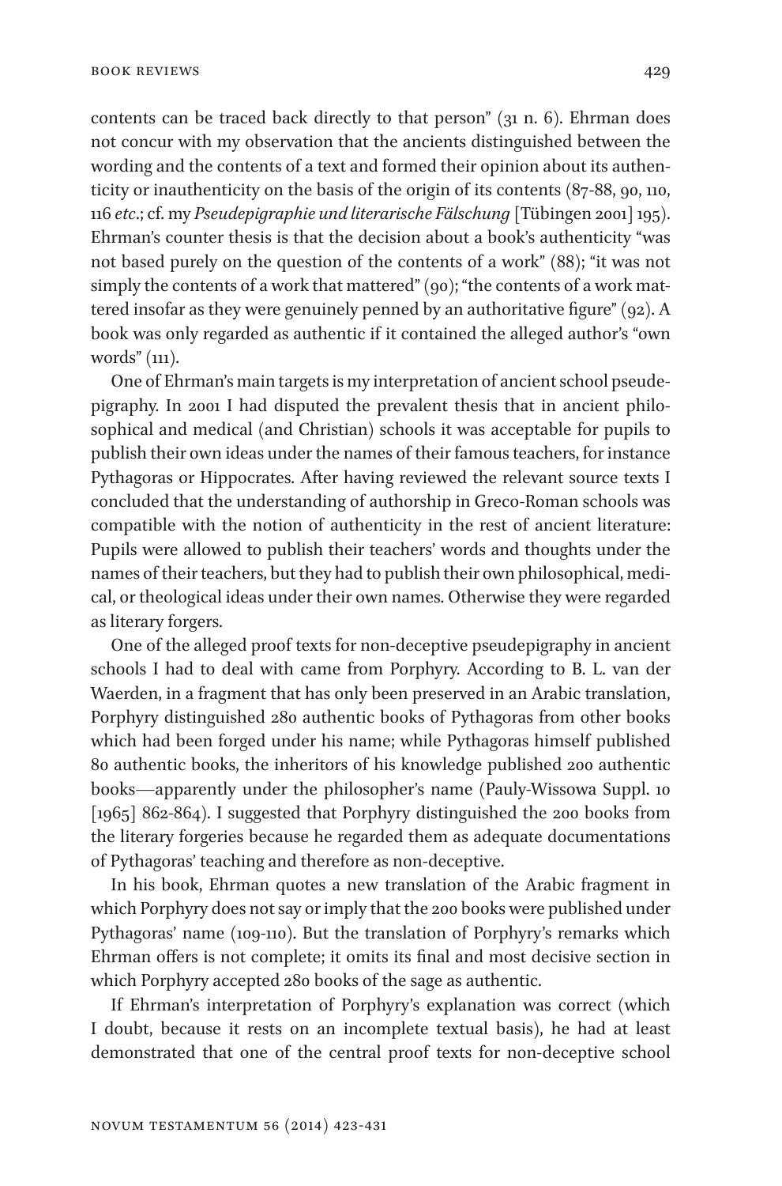contents can be traced back directly to that person" (31 n. 6). Ehrman does not concur with my observation that the ancients distinguished between the wording and the contents of a text and formed their opinion about its authenticity or inauthenticity on the basis of the origin of its contents (87-88, 90, 110, 116 *etc*.; cf. my *Pseudepigraphie und literarische Fälschung* [Tübingen 2001] 195). Ehrman's counter thesis is that the decision about a book's authenticity "was not based purely on the question of the contents of a work" (88); "it was not simply the contents of a work that mattered" (90); "the contents of a work mattered insofar as they were genuinely penned by an authoritative figure" (92). A book was only regarded as authentic if it contained the alleged author's "own words" (111).

One of Ehrman's main targets is my interpretation of ancient school pseudepigraphy. In 2001 I had disputed the prevalent thesis that in ancient philosophical and medical (and Christian) schools it was acceptable for pupils to publish their own ideas under the names of their famous teachers, for instance Pythagoras or Hippocrates. After having reviewed the relevant source texts I concluded that the understanding of authorship in Greco-Roman schools was compatible with the notion of authenticity in the rest of ancient literature: Pupils were allowed to publish their teachers' words and thoughts under the names of their teachers, but they had to publish their own philosophical, medical, or theological ideas under their own names. Otherwise they were regarded as literary forgers.

One of the alleged proof texts for non-deceptive pseudepigraphy in ancient schools I had to deal with came from Porphyry. According to B. L. van der Waerden, in a fragment that has only been preserved in an Arabic translation, Porphyry distinguished 280 authentic books of Pythagoras from other books which had been forged under his name; while Pythagoras himself published 80 authentic books, the inheritors of his knowledge published 200 authentic books—apparently under the philosopher's name (Pauly-Wissowa Suppl. 10 [1965] 862-864). I suggested that Porphyry distinguished the 200 books from the literary forgeries because he regarded them as adequate documentations of Pythagoras' teaching and therefore as non-deceptive.

In his book, Ehrman quotes a new translation of the Arabic fragment in which Porphyry does not say or imply that the 200 books were published under Pythagoras' name (109-110). But the translation of Porphyry's remarks which Ehrman offers is not complete; it omits its final and most decisive section in which Porphyry accepted 280 books of the sage as authentic.

If Ehrman's interpretation of Porphyry's explanation was correct (which I doubt, because it rests on an incomplete textual basis), he had at least demonstrated that one of the central proof texts for non-deceptive school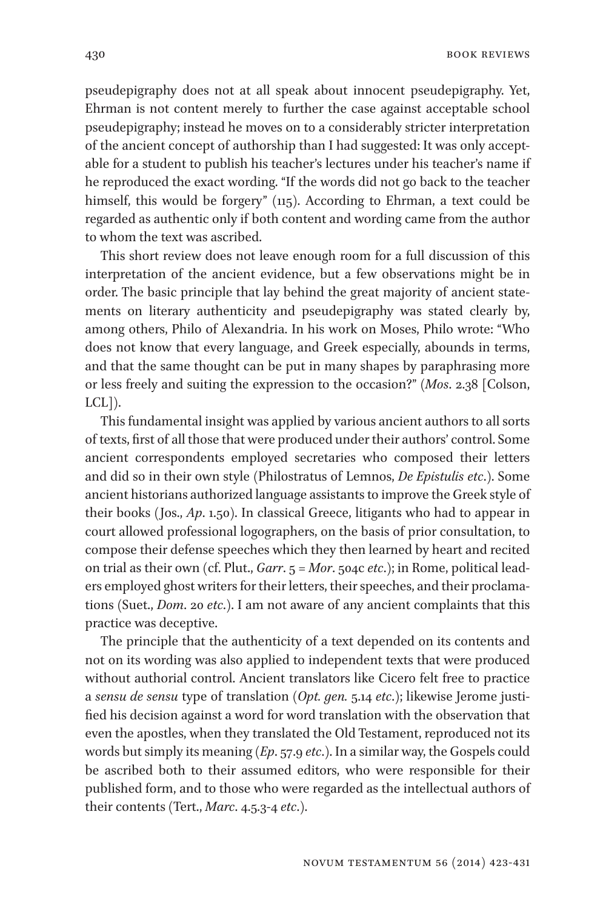pseudepigraphy does not at all speak about innocent pseudepigraphy. Yet, Ehrman is not content merely to further the case against acceptable school pseudepigraphy; instead he moves on to a considerably stricter interpretation of the ancient concept of authorship than I had suggested: It was only acceptable for a student to publish his teacher's lectures under his teacher's name if he reproduced the exact wording. "If the words did not go back to the teacher himself, this would be forgery" (115). According to Ehrman, a text could be regarded as authentic only if both content and wording came from the author to whom the text was ascribed.

This short review does not leave enough room for a full discussion of this interpretation of the ancient evidence, but a few observations might be in order. The basic principle that lay behind the great majority of ancient statements on literary authenticity and pseudepigraphy was stated clearly by, among others, Philo of Alexandria. In his work on Moses, Philo wrote: "Who does not know that every language, and Greek especially, abounds in terms, and that the same thought can be put in many shapes by paraphrasing more or less freely and suiting the expression to the occasion?" (*Mos*. 2.38 [Colson, LCL]).

This fundamental insight was applied by various ancient authors to all sorts of texts, first of all those that were produced under their authors' control. Some ancient correspondents employed secretaries who composed their letters and did so in their own style (Philostratus of Lemnos, *De Epistulis etc*.). Some ancient historians authorized language assistants to improve the Greek style of their books (Jos., *Ap*. 1.50). In classical Greece, litigants who had to appear in court allowed professional logographers, on the basis of prior consultation, to compose their defense speeches which they then learned by heart and recited on trial as their own (cf. Plut., *Garr*. 5 = *Mor*. 504c *etc*.); in Rome, political leaders employed ghost writers for their letters, their speeches, and their proclamations (Suet., *Dom*. 20 *etc*.). I am not aware of any ancient complaints that this practice was deceptive.

The principle that the authenticity of a text depended on its contents and not on its wording was also applied to independent texts that were produced without authorial control. Ancient translators like Cicero felt free to practice a *sensu de sensu* type of translation (*Opt. gen.* 5.14 *etc*.); likewise Jerome justified his decision against a word for word translation with the observation that even the apostles, when they translated the Old Testament, reproduced not its words but simply its meaning (*Ep*. 57.9 *etc*.). In a similar way, the Gospels could be ascribed both to their assumed editors, who were responsible for their published form, and to those who were regarded as the intellectual authors of their contents (Tert., *Marc*. 4.5.3-4 *etc*.).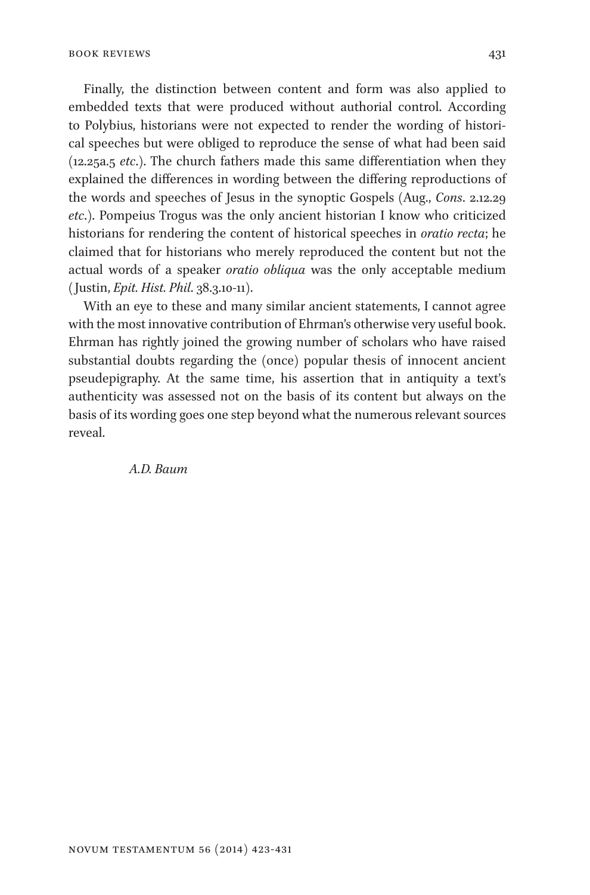Finally, the distinction between content and form was also applied to embedded texts that were produced without authorial control. According to Polybius, historians were not expected to render the wording of historical speeches but were obliged to reproduce the sense of what had been said (12.25a.5 *etc.*). The church fathers made this same differentiation when they explained the differences in wording between the differing reproductions of the words and speeches of Jesus in the synoptic Gospels (Aug., *Cons.* 2.12.29 *etc.*). Pompeius Trogus was the only ancient historian I know who criticized historians for rendering the content of historical speeches in *oratio recta*; he claimed that for historians who merely reproduced the content but not the actual words of a speaker *oratio obliqua* was the only acceptable medium (Justin, *Epit. Hist. Phil.* 38.3.10-11).

With an eye to these and many similar ancient statements, I cannot agree with the most innovative contribution of Ehrman's otherwise very useful book. Ehrman has rightly joined the growing number of scholars who have raised substantial doubts regarding the (once) popular thesis of innocent ancient pseudepigraphy. At the same time, his assertion that in antiquity a text's authenticity was assessed not on the basis of its content but always on the basis of its wording goes one step beyond what the numerous relevant sources reveal.

*A.D. Baum*